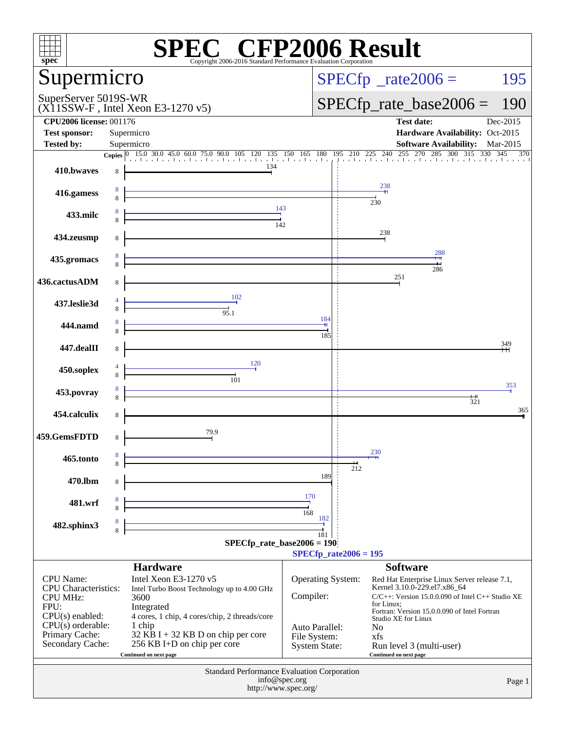# SPEC® CFP2006 Result

Copyright 2006-2016 Standard Performance Evaluation Corporation

## Supermicro

SuperServer 5019S-WR
(X11SSW-F , Intel Xeon E3-1270 v5)

SPECfp_rate2006 = 195

SPECfp_rate_base2006 = 190

| | | | |
|---|---|---|---|
| **CPU2006 license:** 001176 | | **Test date:** | Dec-2015 |
| **Test sponsor:** | Supermicro | **Hardware Availability:** | Oct-2015 |
| **Tested by:** | Supermicro | **Software Availability:** | Mar-2015 |

| Benchmark | Copies (peak) | Peak | Copies (base) | Base |
|---|---|---|---|---|
| 410.bwaves | | | 8 | 134 |
| 416.gamess | 8 | 238 | 8 | 230 |
| 433.milc | 8 | 143 | 8 | 142 |
| 434.zeusmp | | | 8 | 238 |
| 435.gromacs | 8 | 288 | 8 | 286 |
| 436.cactusADM | | | 8 | 251 |
| 437.leslie3d | 4 | 102 | 8 | 95.1 |
| 444.namd | 8 | 184 | 8 | 185 |
| 447.dealII | | | 8 | 349 |
| 450.soplex | 4 | 120 | 8 | 101 |
| 453.povray | 8 | 353 | 8 | 321 |
| 454.calculix | | | 8 | 365 |
| 459.GemsFDTD | | | 8 | 79.9 |
| 465.tonto | 8 | 230 | 8 | 212 |
| 470.lbm | | | 8 | 189 |
| 481.wrf | 8 | 170 | 8 | 168 |
| 482.sphinx3 | 8 | 182 | 8 | 181 |

SPECfp_rate_base2006 = 190

SPECfp_rate2006 = 195

## Hardware

| | |
|---|---|
| CPU Name: | Intel Xeon E3-1270 v5 |
| CPU Characteristics: | Intel Turbo Boost Technology up to 4.00 GHz |
| CPU MHz: | 3600 |
| FPU: | Integrated |
| CPU(s) enabled: | 4 cores, 1 chip, 4 cores/chip, 2 threads/core |
| CPU(s) orderable: | 1 chip |
| Primary Cache: | 32 KB I + 32 KB D on chip per core |
| Secondary Cache: | 256 KB I+D on chip per core |

Continued on next page

## Software

| | |
|---|---|
| Operating System: | Red Hat Enterprise Linux Server release 7.1, Kernel 3.10.0-229.el7.x86_64 |
| Compiler: | C/C++: Version 15.0.0.090 of Intel C++ Studio XE for Linux; Fortran: Version 15.0.0.090 of Intel Fortran Studio XE for Linux |
| Auto Parallel: | No |
| File System: | xfs |
| System State: | Run level 3 (multi-user) |

Continued on next page

Standard Performance Evaluation Corporation
info@spec.org
http://www.spec.org/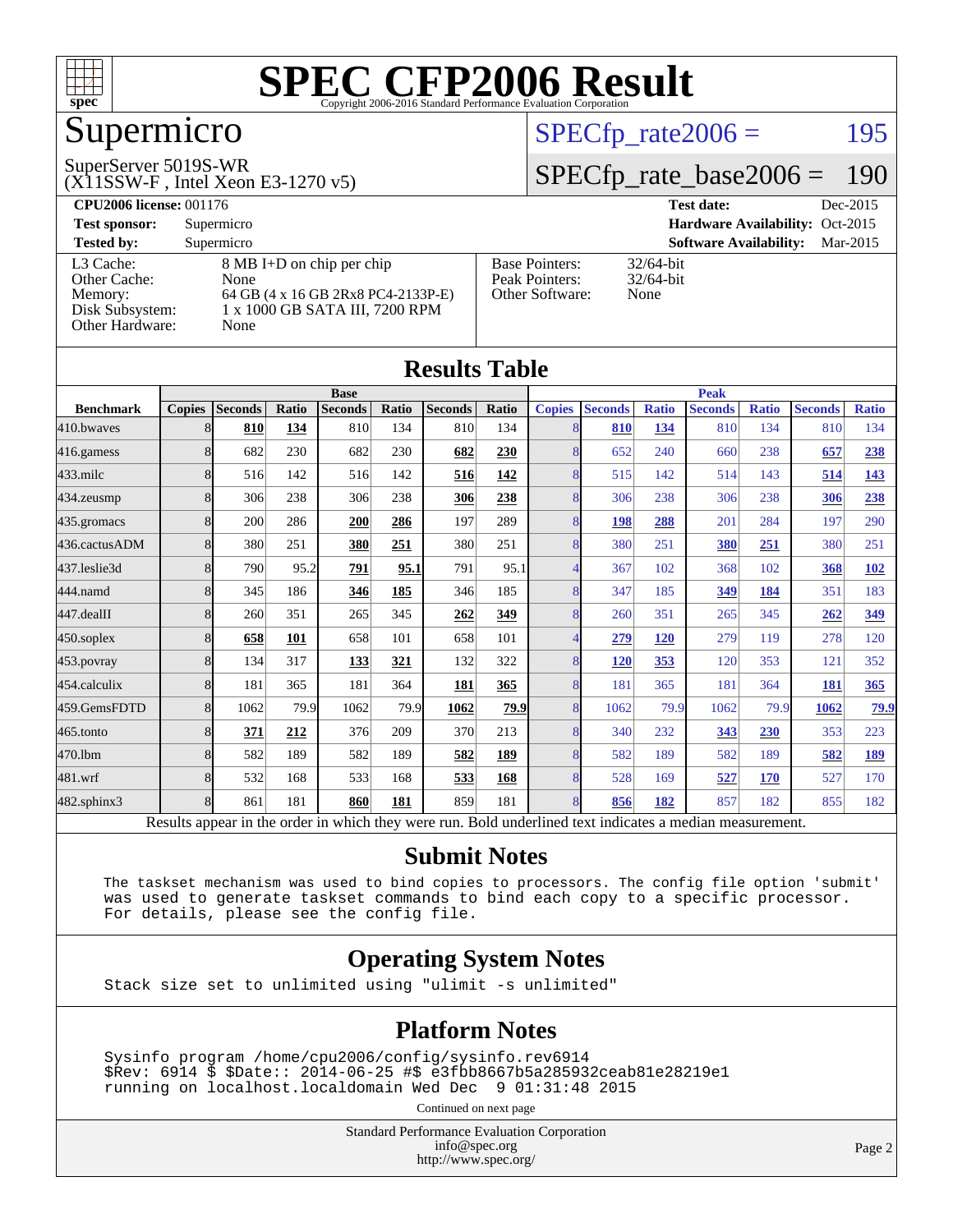# SPEC CFP2006 Result

Copyright 2006-2016 Standard Performance Evaluation Corporation

# Supermicro

SuperServer 5019S-WR
(X11SSW-F , Intel Xeon E3-1270 v5)

SPECfp_rate2006 = 195

SPECfp_rate_base2006 = 190

| | | | |
|---|---|---|---|
| **CPU2006 license:** 001176 | | **Test date:** | Dec-2015 |
| **Test sponsor:** | Supermicro | **Hardware Availability:** | Oct-2015 |
| **Tested by:** | Supermicro | **Software Availability:** | Mar-2015 |

| | |
|---|---|
| L3 Cache: | 8 MB I+D on chip per chip |
| Other Cache: | None |
| Memory: | 64 GB (4 x 16 GB 2Rx8 PC4-2133P-E) |
| Disk Subsystem: | 1 x 1000 GB SATA III, 7200 RPM |
| Other Hardware: | None |

| | |
|---|---|
| Base Pointers: | 32/64-bit |
| Peak Pointers: | 32/64-bit |
| Other Software: | None |

## Results Table

| Benchmark | Base | | | | | | | Peak | | | | | | |
|---|---|---|---|---|---|---|---|---|---|---|---|---|---|---|
| | Copies | Seconds | Ratio | Seconds | Ratio | Seconds | Ratio | Copies | Seconds | Ratio | Seconds | Ratio | Seconds | Ratio |
| 410.bwaves | 8 | **810** | **134** | 810 | 134 | 810 | 134 | 8 | **810** | **134** | 810 | 134 | 810 | 134 |
| 416.gamess | 8 | 682 | 230 | 682 | 230 | **682** | **230** | 8 | 652 | 240 | 660 | 238 | **657** | **238** |
| 433.milc | 8 | 516 | 142 | 516 | 142 | **516** | **142** | 8 | 515 | 142 | 514 | 143 | **514** | **143** |
| 434.zeusmp | 8 | 306 | 238 | 306 | 238 | **306** | **238** | 8 | 306 | 238 | 306 | 238 | **306** | **238** |
| 435.gromacs | 8 | 200 | 286 | **200** | **286** | 197 | 289 | 8 | **198** | **288** | 201 | 284 | 197 | 290 |
| 436.cactusADM | 8 | 380 | 251 | **380** | **251** | 380 | 251 | 8 | 380 | 251 | **380** | **251** | 380 | 251 |
| 437.leslie3d | 8 | 790 | 95.2 | **791** | **95.1** | 791 | 95.1 | 4 | 367 | 102 | 368 | 102 | **368** | **102** |
| 444.namd | 8 | 345 | 186 | **346** | **185** | 346 | 185 | 8 | 347 | 185 | **349** | **184** | 351 | 183 |
| 447.dealII | 8 | 260 | 351 | 265 | 345 | **262** | **349** | 8 | 260 | 351 | 265 | 345 | **262** | **349** |
| 450.soplex | 8 | **658** | **101** | 658 | 101 | 658 | 101 | 4 | **279** | **120** | 279 | 119 | 278 | 120 |
| 453.povray | 8 | 134 | 317 | **133** | **321** | 132 | 322 | 8 | **120** | **353** | 120 | 353 | 121 | 352 |
| 454.calculix | 8 | 181 | 365 | 181 | 364 | **181** | **365** | 8 | 181 | 365 | 181 | 364 | **181** | **365** |
| 459.GemsFDTD | 8 | 1062 | 79.9 | 1062 | 79.9 | **1062** | **79.9** | 8 | 1062 | 79.9 | 1062 | 79.9 | **1062** | **79.9** |
| 465.tonto | 8 | **371** | **212** | 376 | 209 | 370 | 213 | 8 | 340 | 232 | **343** | **230** | 353 | 223 |
| 470.lbm | 8 | 582 | 189 | 582 | 189 | **582** | **189** | 8 | 582 | 189 | 582 | 189 | **582** | **189** |
| 481.wrf | 8 | 532 | 168 | 533 | 168 | **533** | **168** | 8 | 528 | 169 | **527** | **170** | 527 | 170 |
| 482.sphinx3 | 8 | 861 | 181 | **860** | **181** | 859 | 181 | 8 | **856** | **182** | 857 | 182 | 855 | 182 |

Results appear in the order in which they were run. Bold underlined text indicates a median measurement.

## Submit Notes

```
The taskset mechanism was used to bind copies to processors. The config file option 'submit'
was used to generate taskset commands to bind each copy to a specific processor.
For details, please see the config file.
```

## Operating System Notes

```
Stack size set to unlimited using "ulimit -s unlimited"
```

## Platform Notes

```
Sysinfo program /home/cpu2006/config/sysinfo.rev6914
$Rev: 6914 $ $Date:: 2014-06-25 #$ e3fbb8667b5a285932ceab81e28219e1
running on localhost.localdomain Wed Dec  9 01:31:48 2015
```

Continued on next page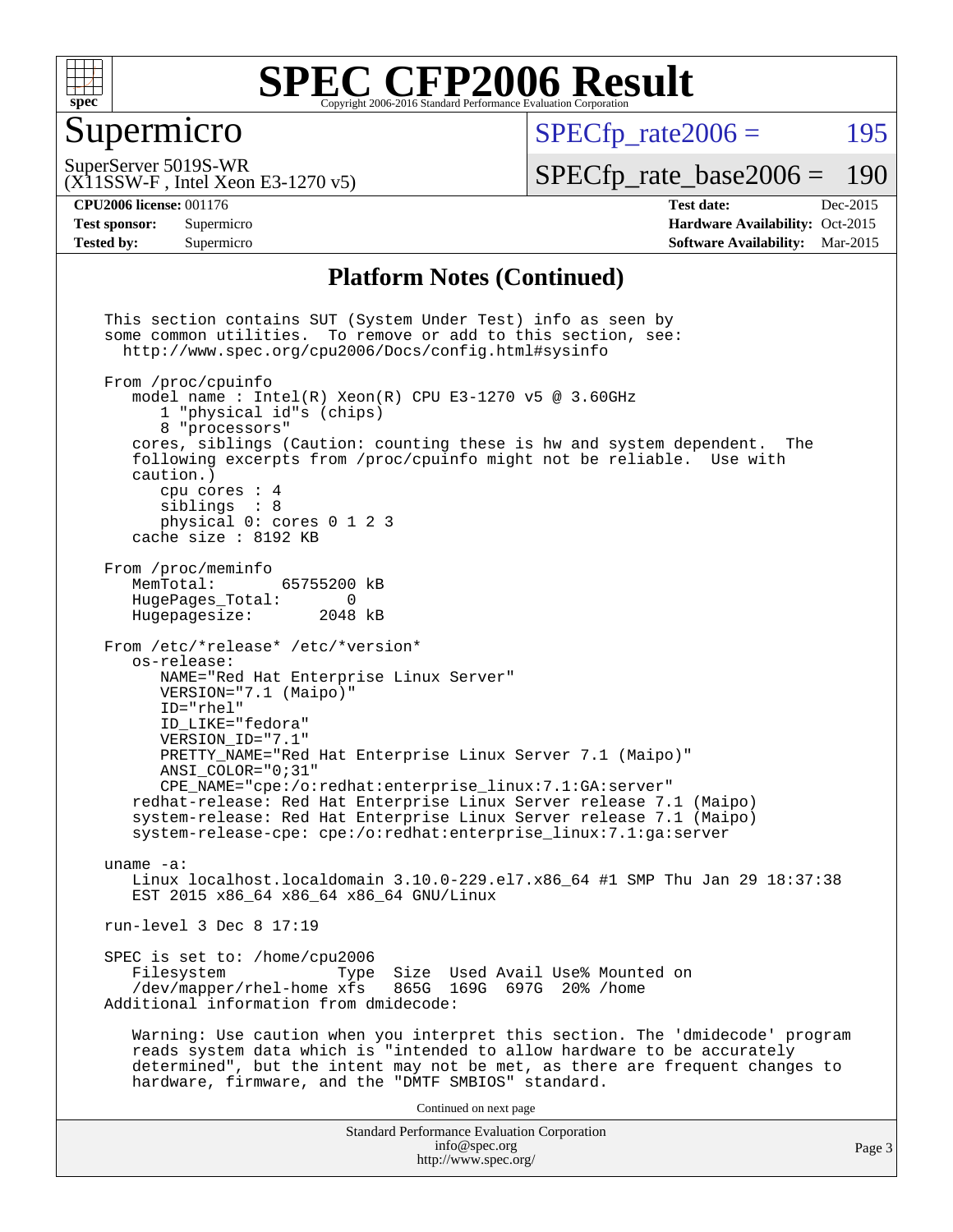# SPEC CFP2006 Result

Copyright 2006-2016 Standard Performance Evaluation Corporation

## Supermicro

SuperServer 5019S-WR
(X11SSW-F , Intel Xeon E3-1270 v5)

SPECfp_rate2006 = 195

SPECfp_rate_base2006 = 190

| | | | |
|---|---|---|---|
| **CPU2006 license:** 001176 | | **Test date:** | Dec-2015 |
| **Test sponsor:** | Supermicro | **Hardware Availability:** | Oct-2015 |
| **Tested by:** | Supermicro | **Software Availability:** | Mar-2015 |

### Platform Notes (Continued)

```
This section contains SUT (System Under Test) info as seen by
some common utilities.  To remove or add to this section, see:
  http://www.spec.org/cpu2006/Docs/config.html#sysinfo

From /proc/cpuinfo
   model name : Intel(R) Xeon(R) CPU E3-1270 v5 @ 3.60GHz
      1 "physical id"s (chips)
      8 "processors"
   cores, siblings (Caution: counting these is hw and system dependent.  The
   following excerpts from /proc/cpuinfo might not be reliable.  Use with
   caution.)
      cpu cores : 4
      siblings  : 8
      physical 0: cores 0 1 2 3
   cache size : 8192 KB

From /proc/meminfo
   MemTotal:       65755200 kB
   HugePages_Total:       0
   Hugepagesize:       2048 kB

From /etc/*release* /etc/*version*
   os-release:
      NAME="Red Hat Enterprise Linux Server"
      VERSION="7.1 (Maipo)"
      ID="rhel"
      ID_LIKE="fedora"
      VERSION_ID="7.1"
      PRETTY_NAME="Red Hat Enterprise Linux Server 7.1 (Maipo)"
      ANSI_COLOR="0;31"
      CPE_NAME="cpe:/o:redhat:enterprise_linux:7.1:GA:server"
   redhat-release: Red Hat Enterprise Linux Server release 7.1 (Maipo)
   system-release: Red Hat Enterprise Linux Server release 7.1 (Maipo)
   system-release-cpe: cpe:/o:redhat:enterprise_linux:7.1:ga:server

uname -a:
   Linux localhost.localdomain 3.10.0-229.el7.x86_64 #1 SMP Thu Jan 29 18:37:38
   EST 2015 x86_64 x86_64 x86_64 GNU/Linux

run-level 3 Dec 8 17:19

SPEC is set to: /home/cpu2006
   Filesystem            Type  Size  Used Avail Use% Mounted on
   /dev/mapper/rhel-home xfs   865G  169G  697G  20% /home
Additional information from dmidecode:

   Warning: Use caution when you interpret this section. The 'dmidecode' program
   reads system data which is "intended to allow hardware to be accurately
   determined", but the intent may not be met, as there are frequent changes to
   hardware, firmware, and the "DMTF SMBIOS" standard.
```

Continued on next page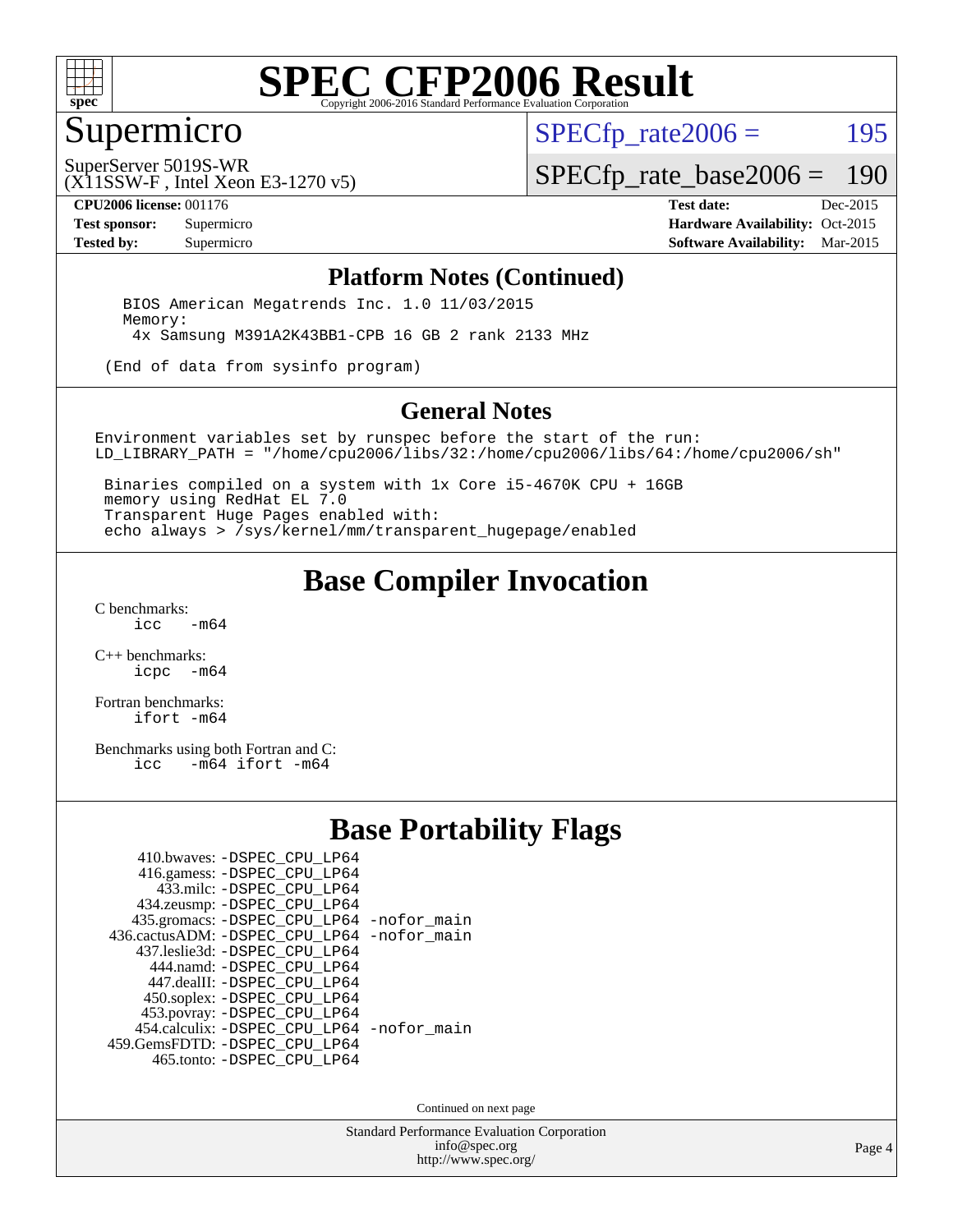# SPEC CFP2006 Result

Copyright 2006-2016 Standard Performance Evaluation Corporation

## Supermicro

SuperServer 5019S-WR
(X11SSW-F , Intel Xeon E3-1270 v5)

SPECfp_rate2006 = 195

SPECfp_rate_base2006 = 190

**CPU2006 license:** 001176
**Test sponsor:** Supermicro
**Tested by:** Supermicro

**Test date:** Dec-2015
**Hardware Availability:** Oct-2015
**Software Availability:** Mar-2015

## Platform Notes (Continued)

```
BIOS American Megatrends Inc. 1.0 11/03/2015
Memory:
 4x Samsung M391A2K43BB1-CPB 16 GB 2 rank 2133 MHz

(End of data from sysinfo program)
```

## General Notes

```
Environment variables set by runspec before the start of the run:
LD_LIBRARY_PATH = "/home/cpu2006/libs/32:/home/cpu2006/libs/64:/home/cpu2006/sh"

 Binaries compiled on a system with 1x Core i5-4670K CPU + 16GB
 memory using RedHat EL 7.0
 Transparent Huge Pages enabled with:
 echo always > /sys/kernel/mm/transparent_hugepage/enabled
```

## Base Compiler Invocation

C benchmarks:
```
icc   -m64
```

C++ benchmarks:
```
icpc  -m64
```

Fortran benchmarks:
```
ifort -m64
```

Benchmarks using both Fortran and C:
```
icc   -m64 ifort -m64
```

## Base Portability Flags

```
    410.bwaves: -DSPEC_CPU_LP64
    416.gamess: -DSPEC_CPU_LP64
      433.milc: -DSPEC_CPU_LP64
    434.zeusmp: -DSPEC_CPU_LP64
   435.gromacs: -DSPEC_CPU_LP64 -nofor_main
436.cactusADM: -DSPEC_CPU_LP64 -nofor_main
   437.leslie3d: -DSPEC_CPU_LP64
      444.namd: -DSPEC_CPU_LP64
    447.dealII: -DSPEC_CPU_LP64
    450.soplex: -DSPEC_CPU_LP64
    453.povray: -DSPEC_CPU_LP64
  454.calculix: -DSPEC_CPU_LP64 -nofor_main
459.GemsFDTD: -DSPEC_CPU_LP64
     465.tonto: -DSPEC_CPU_LP64
```

Continued on next page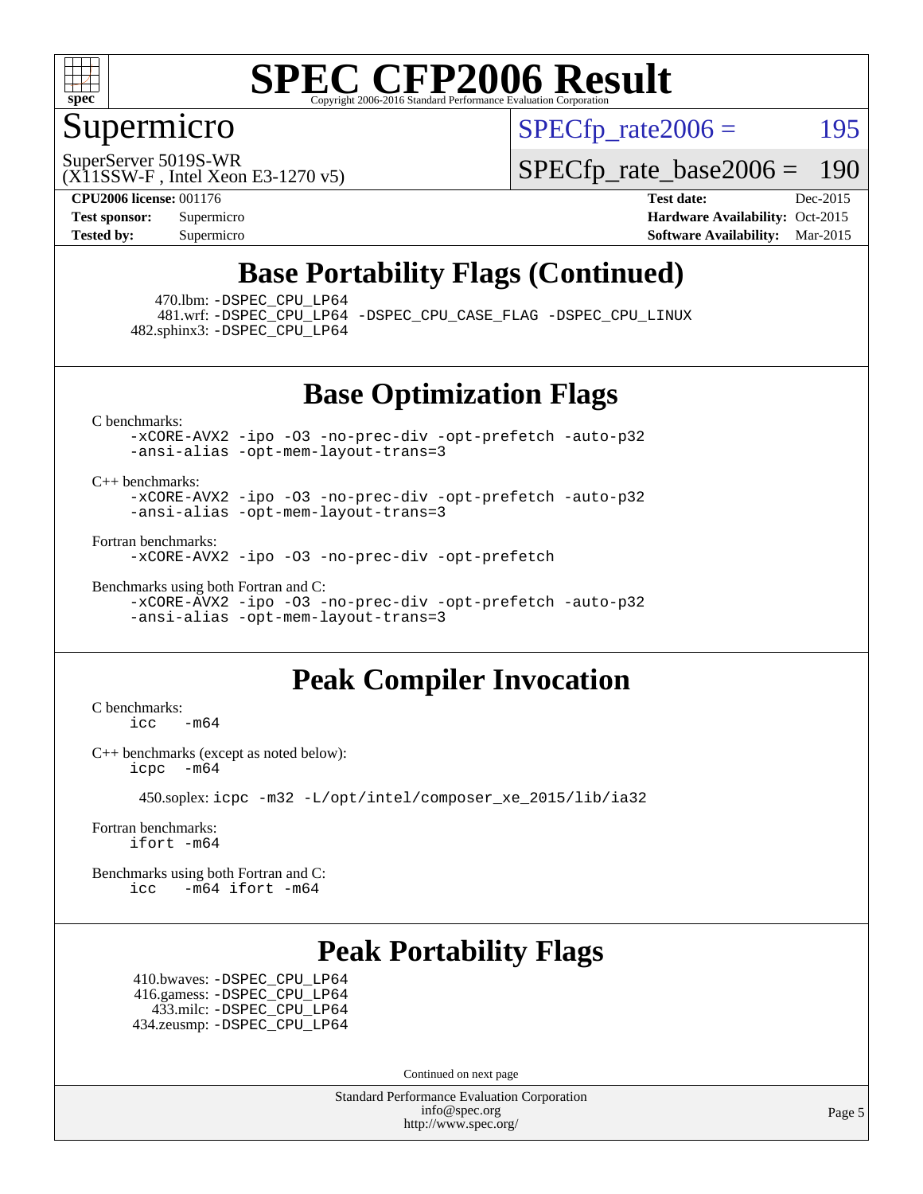# SPEC CFP2006 Result

Copyright 2006-2016 Standard Performance Evaluation Corporation

## Supermicro

SuperServer 5019S-WR
(X11SSW-F , Intel Xeon E3-1270 v5)

SPECfp_rate2006 = 195

SPECfp_rate_base2006 = 190

| | | | |
|---|---|---|---|
| **CPU2006 license:** 001176 | | **Test date:** | Dec-2015 |
| **Test sponsor:** | Supermicro | **Hardware Availability:** | Oct-2015 |
| **Tested by:** | Supermicro | **Software Availability:** | Mar-2015 |

## Base Portability Flags (Continued)

470.lbm: -DSPEC_CPU_LP64
481.wrf: -DSPEC_CPU_LP64 -DSPEC_CPU_CASE_FLAG -DSPEC_CPU_LINUX
482.sphinx3: -DSPEC_CPU_LP64

## Base Optimization Flags

C benchmarks:
-xCORE-AVX2 -ipo -O3 -no-prec-div -opt-prefetch -auto-p32 -ansi-alias -opt-mem-layout-trans=3

C++ benchmarks:
-xCORE-AVX2 -ipo -O3 -no-prec-div -opt-prefetch -auto-p32 -ansi-alias -opt-mem-layout-trans=3

Fortran benchmarks:
-xCORE-AVX2 -ipo -O3 -no-prec-div -opt-prefetch

Benchmarks using both Fortran and C:
-xCORE-AVX2 -ipo -O3 -no-prec-div -opt-prefetch -auto-p32 -ansi-alias -opt-mem-layout-trans=3

## Peak Compiler Invocation

C benchmarks:
icc -m64

C++ benchmarks (except as noted below):
icpc -m64

450.soplex: icpc -m32 -L/opt/intel/composer_xe_2015/lib/ia32

Fortran benchmarks:
ifort -m64

Benchmarks using both Fortran and C:
icc -m64 ifort -m64

## Peak Portability Flags

410.bwaves: -DSPEC_CPU_LP64
416.gamess: -DSPEC_CPU_LP64
433.milc: -DSPEC_CPU_LP64
434.zeusmp: -DSPEC_CPU_LP64

Continued on next page

Standard Performance Evaluation Corporation
info@spec.org
http://www.spec.org/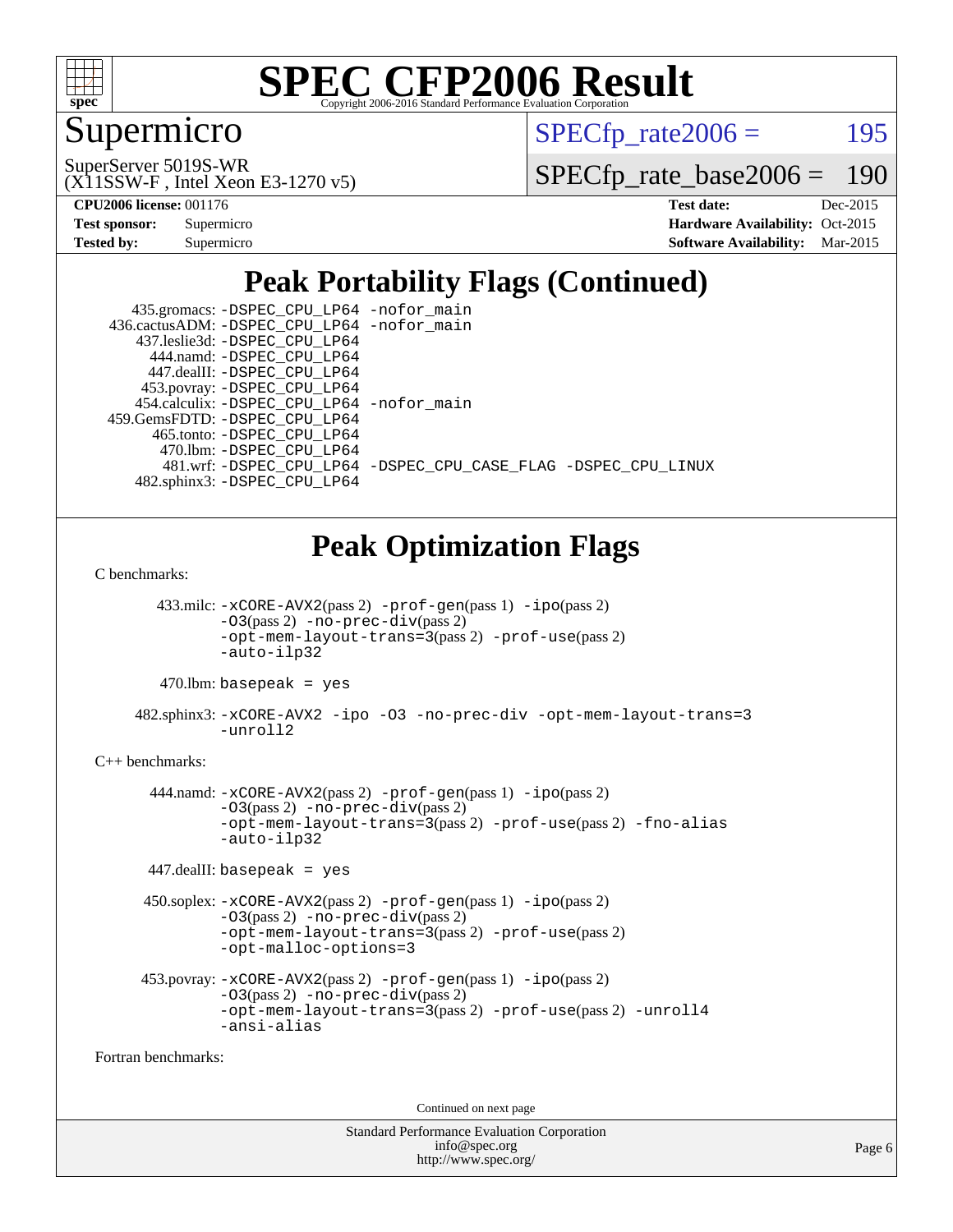# Supermicro

SuperServer 5019S-WR
(X11SSW-F , Intel Xeon E3-1270 v5)

SPECfp_rate2006 = 195

SPECfp_rate_base2006 = 190

**CPU2006 license:** 001176
**Test sponsor:** Supermicro
**Tested by:** Supermicro

**Test date:** Dec-2015
**Hardware Availability:** Oct-2015
**Software Availability:** Mar-2015

## Peak Portability Flags (Continued)

435.gromacs: -DSPEC_CPU_LP64 -nofor_main
436.cactusADM: -DSPEC_CPU_LP64 -nofor_main
437.leslie3d: -DSPEC_CPU_LP64
444.namd: -DSPEC_CPU_LP64
447.dealII: -DSPEC_CPU_LP64
453.povray: -DSPEC_CPU_LP64
454.calculix: -DSPEC_CPU_LP64 -nofor_main
459.GemsFDTD: -DSPEC_CPU_LP64
465.tonto: -DSPEC_CPU_LP64
470.lbm: -DSPEC_CPU_LP64
481.wrf: -DSPEC_CPU_LP64 -DSPEC_CPU_CASE_FLAG -DSPEC_CPU_LINUX
482.sphinx3: -DSPEC_CPU_LP64

## Peak Optimization Flags

C benchmarks:

433.milc: -xCORE-AVX2(pass 2) -prof-gen(pass 1) -ipo(pass 2) -O3(pass 2) -no-prec-div(pass 2) -opt-mem-layout-trans=3(pass 2) -prof-use(pass 2) -auto-ilp32

470.lbm: basepeak = yes

482.sphinx3: -xCORE-AVX2 -ipo -O3 -no-prec-div -opt-mem-layout-trans=3 -unroll2

C++ benchmarks:

444.namd: -xCORE-AVX2(pass 2) -prof-gen(pass 1) -ipo(pass 2) -O3(pass 2) -no-prec-div(pass 2) -opt-mem-layout-trans=3(pass 2) -prof-use(pass 2) -fno-alias -auto-ilp32

447.dealII: basepeak = yes

450.soplex: -xCORE-AVX2(pass 2) -prof-gen(pass 1) -ipo(pass 2) -O3(pass 2) -no-prec-div(pass 2) -opt-mem-layout-trans=3(pass 2) -prof-use(pass 2) -opt-malloc-options=3

453.povray: -xCORE-AVX2(pass 2) -prof-gen(pass 1) -ipo(pass 2) -O3(pass 2) -no-prec-div(pass 2) -opt-mem-layout-trans=3(pass 2) -prof-use(pass 2) -unroll4 -ansi-alias

Fortran benchmarks:

Continued on next page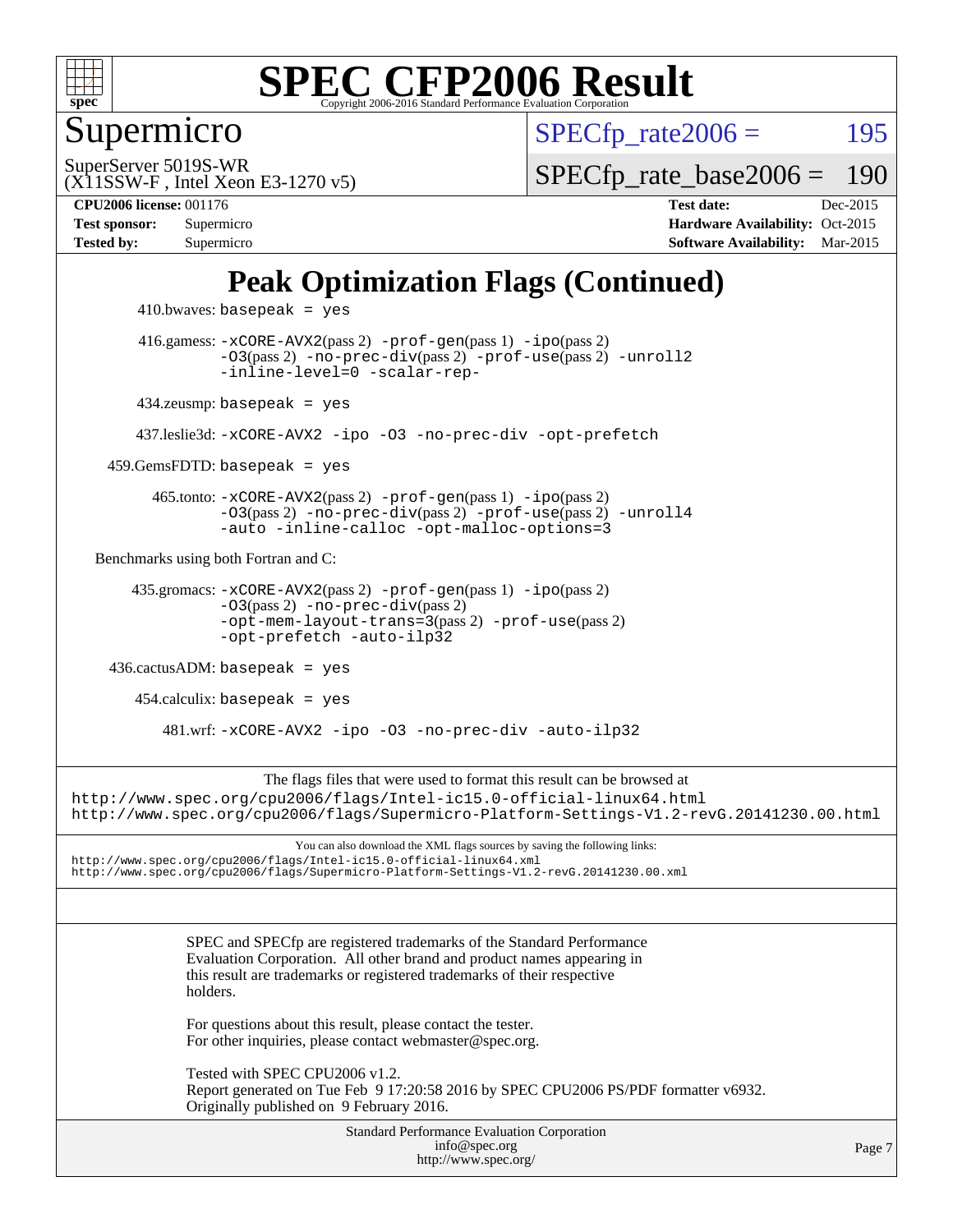# SPEC CFP2006 Result

Copyright 2006-2016 Standard Performance Evaluation Corporation

**Supermicro**

SuperServer 5019S-WR
(X11SSW-F , Intel Xeon E3-1270 v5)

SPECfp_rate2006 = 195

SPECfp_rate_base2006 = 190

| | | | |
|---|---|---|---|
| **CPU2006 license:** | 001176 | **Test date:** | Dec-2015 |
| **Test sponsor:** | Supermicro | **Hardware Availability:** | Oct-2015 |
| **Tested by:** | Supermicro | **Software Availability:** | Mar-2015 |

## Peak Optimization Flags (Continued)

410.bwaves: basepeak = yes

416.gamess: -xCORE-AVX2(pass 2) -prof-gen(pass 1) -ipo(pass 2) -O3(pass 2) -no-prec-div(pass 2) -prof-use(pass 2) -unroll2 -inline-level=0 -scalar-rep-

434.zeusmp: basepeak = yes

437.leslie3d: -xCORE-AVX2 -ipo -O3 -no-prec-div -opt-prefetch

459.GemsFDTD: basepeak = yes

465.tonto: -xCORE-AVX2(pass 2) -prof-gen(pass 1) -ipo(pass 2) -O3(pass 2) -no-prec-div(pass 2) -prof-use(pass 2) -unroll4 -auto -inline-calloc -opt-malloc-options=3

Benchmarks using both Fortran and C:

435.gromacs: -xCORE-AVX2(pass 2) -prof-gen(pass 1) -ipo(pass 2) -O3(pass 2) -no-prec-div(pass 2) -opt-mem-layout-trans=3(pass 2) -prof-use(pass 2) -opt-prefetch -auto-ilp32

436.cactusADM: basepeak = yes

454.calculix: basepeak = yes

481.wrf: -xCORE-AVX2 -ipo -O3 -no-prec-div -auto-ilp32

The flags files that were used to format this result can be browsed at
http://www.spec.org/cpu2006/flags/Intel-ic15.0-official-linux64.html
http://www.spec.org/cpu2006/flags/Supermicro-Platform-Settings-V1.2-revG.20141230.00.html

You can also download the XML flags sources by saving the following links:
http://www.spec.org/cpu2006/flags/Intel-ic15.0-official-linux64.xml
http://www.spec.org/cpu2006/flags/Supermicro-Platform-Settings-V1.2-revG.20141230.00.xml

SPEC and SPECfp are registered trademarks of the Standard Performance Evaluation Corporation. All other brand and product names appearing in this result are trademarks or registered trademarks of their respective holders.

For questions about this result, please contact the tester.
For other inquiries, please contact webmaster@spec.org.

Tested with SPEC CPU2006 v1.2.
Report generated on Tue Feb 9 17:20:58 2016 by SPEC CPU2006 PS/PDF formatter v6932.
Originally published on 9 February 2016.

Standard Performance Evaluation Corporation
info@spec.org
http://www.spec.org/